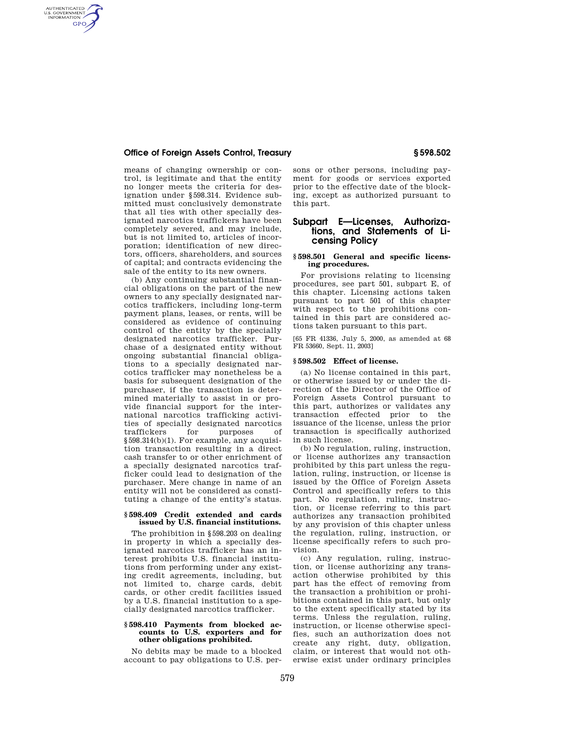means of changing ownership or control, is legitimate and that the entity no longer meets the criteria for designation under §598.314. Evidence submitted must conclusively demonstrate that all ties with other specially designated narcotics traffickers have been completely severed, and may include, but is not limited to, articles of incorporation; identification of new directors, officers, shareholders, and sources of capital; and contracts evidencing the sale of the entity to its new owners.

(b) Any continuing substantial financial obligations on the part of the new owners to any specially designated narcotics traffickers, including long-term payment plans, leases, or rents, will be considered as evidence of continuing control of the entity by the specially designated narcotics trafficker. Purchase of a designated entity without ongoing substantial financial obligations to a specially designated narcotics trafficker may nonetheless be a basis for subsequent designation of the purchaser, if the transaction is determined materially to assist in or provide financial support for the international narcotics trafficking activities of specially designated narcotics traffickers for purposes of §598.314(b)(1). For example, any acquisition transaction resulting in a direct cash transfer to or other enrichment of a specially designated narcotics trafficker could lead to designation of the purchaser. Mere change in name of an entity will not be considered as constituting a change of the entity's status.

#### §598.409 Credit extended and cards issued by U.S. financial institutions.

The prohibition in §598.203 on dealing in property in which a specially designated narcotics trafficker has an interest prohibits U.S. financial institutions from performing under any existing credit agreements, including, but not limited to, charge cards, debit cards, or other credit facilities issued by a U.S. financial institution to a specially designated narcotics trafficker.

#### §598.410 Payments from blocked accounts to U.S. exporters and for other obligations prohibited.

No debits may be made to a blocked account to pay obligations to U.S. persons or other persons, including payment for goods or services exported prior to the effective date of the blocking, except as authorized pursuant to this part.

## Subpart E—Licenses, Authorizations, and Statements of Licensing Policy

#### §598.501 General and specific licensing procedures.

For provisions relating to licensing procedures, see part 501, subpart E, of this chapter. Licensing actions taken pursuant to part 501 of this chapter with respect to the prohibitions contained in this part are considered actions taken pursuant to this part.

[65 FR 41336, July 5, 2000, as amended at 68 FR 53660, Sept. 11, 2003]

#### §598.502 Effect of license.

(a) No license contained in this part, or otherwise issued by or under the direction of the Director of the Office of Foreign Assets Control pursuant to this part, authorizes or validates any transaction effected prior to the issuance of the license, unless the prior transaction is specifically authorized in such license.

(b) No regulation, ruling, instruction, or license authorizes any transaction prohibited by this part unless the regulation, ruling, instruction, or license is issued by the Office of Foreign Assets Control and specifically refers to this part. No regulation, ruling, instruction, or license referring to this part authorizes any transaction prohibited by any provision of this chapter unless the regulation, ruling, instruction, or license specifically refers to such provision.

(c) Any regulation, ruling, instruction, or license authorizing any transaction otherwise prohibited by this part has the effect of removing from the transaction a prohibition or prohibitions contained in this part, but only to the extent specifically stated by its terms. Unless the regulation, ruling, instruction, or license otherwise specifies, such an authorization does not create any right, duty, obligation, claim, or interest that would not otherwise exist under ordinary principles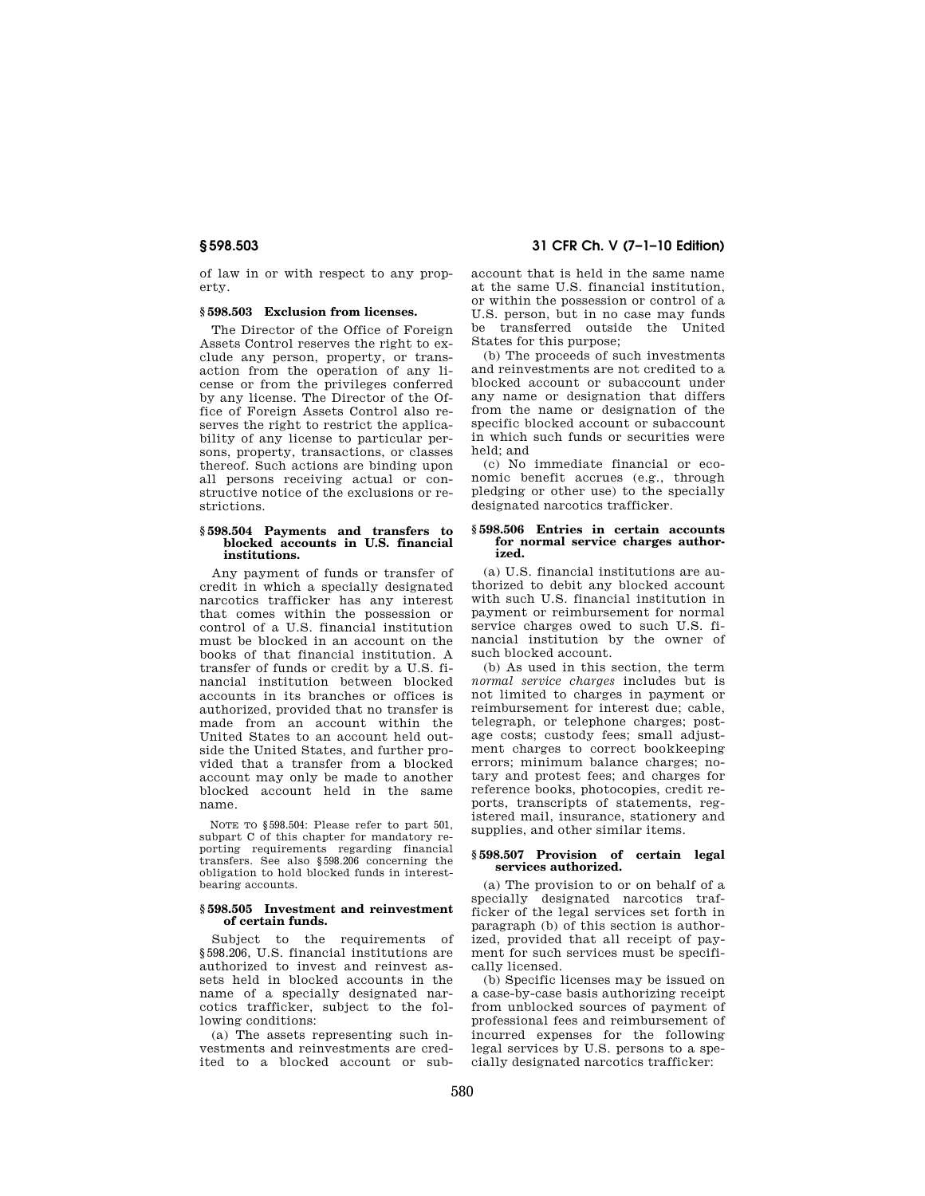of law in or with respect to any property.

### § 598.503 Exclusion from licenses.

The Director of the Office of Foreign Assets Control reserves the right to exclude any person, property, or transaction from the operation of any license or from the privileges conferred by any license. The Director of the Office of Foreign Assets Control also reserves the right to restrict the applicability of any license to particular persons, property, transactions, or classes thereof. Such actions are binding upon all persons receiving actual or constructive notice of the exclusions or restrictions.

### § 598.504 Payments and transfers to blocked accounts in U.S. financial institutions.

Any payment of funds or transfer of credit in which a specially designated narcotics trafficker has any interest that comes within the possession or control of a U.S. financial institution must be blocked in an account on the books of that financial institution. A transfer of funds or credit by a U.S. financial institution between blocked accounts in its branches or offices is authorized, provided that no transfer is made from an account within the United States to an account held outside the United States, and further provided that a transfer from a blocked account may only be made to another blocked account held in the same name.

NOTE TO § 598.504: Please refer to part 501, subpart C of this chapter for mandatory reporting requirements regarding financial transfers. See also § 598.206 concerning the obligation to hold blocked funds in interest-bearing accounts.

### § 598.505 Investment and reinvestment of certain funds.

Subject to the requirements of § 598.206, U.S. financial institutions are authorized to invest and reinvest assets held in blocked accounts in the name of a specially designated narcotics trafficker, subject to the following conditions:

(a) The assets representing such investments and reinvestments are credited to a blocked account or subaccount that is held in the same name at the same U.S. financial institution, or within the possession or control of a U.S. person, but in no case may funds be transferred outside the United States for this purpose;

(b) The proceeds of such investments and reinvestments are not credited to a blocked account or subaccount under any name or designation that differs from the name or designation of the specific blocked account or subaccount in which such funds or securities were held; and

(c) No immediate financial or economic benefit accrues (e.g., through pledging or other use) to the specially designated narcotics trafficker.

### § 598.506 Entries in certain accounts for normal service charges authorized.

(a) U.S. financial institutions are authorized to debit any blocked account with such U.S. financial institution in payment or reimbursement for normal service charges owed to such U.S. financial institution by the owner of such blocked account.

(b) As used in this section, the term *normal service charges* includes but is not limited to charges in payment or reimbursement for interest due; cable, telegraph, or telephone charges; postage costs; custody fees; small adjustment charges to correct bookkeeping errors; minimum balance charges; notary and protest fees; and charges for reference books, photocopies, credit reports, transcripts of statements, registered mail, insurance, stationery and supplies, and other similar items.

### § 598.507 Provision of certain legal services authorized.

(a) The provision to or on behalf of a specially designated narcotics trafficker of the legal services set forth in paragraph (b) of this section is authorized, provided that all receipt of payment for such services must be specifically licensed.

(b) Specific licenses may be issued on a case-by-case basis authorizing receipt from unblocked sources of payment of professional fees and reimbursement of incurred expenses for the following legal services by U.S. persons to a specially designated narcotics trafficker: